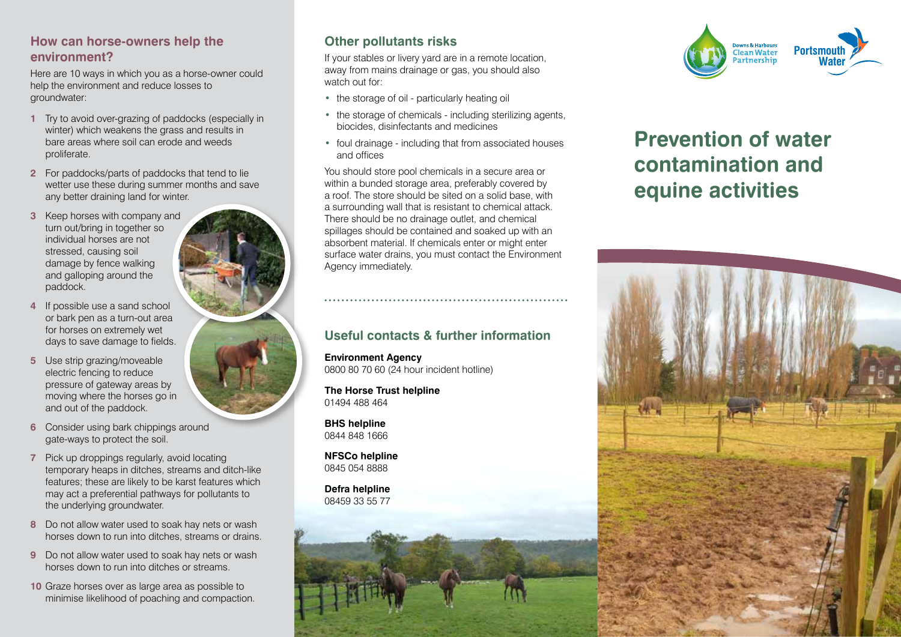## How can horse-owners help the environment?

Here are 10 ways in which you as a horse-owner could help the environment and reduce losses to groundwater:

1. Try to avoid over-grazing of paddocks (especially in winter) which weakens the grass and results in bare areas where soil can erode and weeds proliferate.
2. For paddocks/parts of paddocks that tend to lie wetter use these during summer months and save any better draining land for winter.
3. Keep horses with company and turn out/bring in together so individual horses are not stressed, causing soil damage by fence walking and galloping around the paddock.
4. If possible use a sand school or bark pen as a turn-out area for horses on extremely wet days to save damage to fields.
5. Use strip grazing/moveable electric fencing to reduce pressure of gateway areas by moving where the horses go in and out of the paddock.
6. Consider using bark chippings around gate-ways to protect the soil.
7. Pick up droppings regularly, avoid locating temporary heaps in ditches, streams and ditch-like features; these are likely to be karst features which may act a preferential pathways for pollutants to the underlying groundwater.
8. Do not allow water used to soak hay nets or wash horses down to run into ditches, streams or drains.
9. Do not allow water used to soak hay nets or wash horses down to run into ditches or streams.
10. Graze horses over as large area as possible to minimise likelihood of poaching and compaction.

## Other pollutants risks

If your stables or livery yard are in a remote location, away from mains drainage or gas, you should also watch out for:

- the storage of oil - particularly heating oil
- the storage of chemicals - including sterilizing agents, biocides, disinfectants and medicines
- foul drainage - including that from associated houses and offices

You should store pool chemicals in a secure area or within a bunded storage area, preferably covered by a roof. The store should be sited on a solid base, with a surrounding wall that is resistant to chemical attack. There should be no drainage outlet, and chemical spillages should be contained and soaked up with an absorbent material. If chemicals enter or might enter surface water drains, you must contact the Environment Agency immediately.

## Useful contacts & further information

**Environment Agency**
0800 80 70 60 (24 hour incident hotline)

**The Horse Trust helpline**
01494 488 464

**BHS helpline**
0844 848 1666

**NFSCo helpline**
0845 054 8888

**Defra helpline**
08459 33 55 77

Downs & Harbours Clean Water Partnership

Portsmouth Water

# Prevention of water contamination and equine activities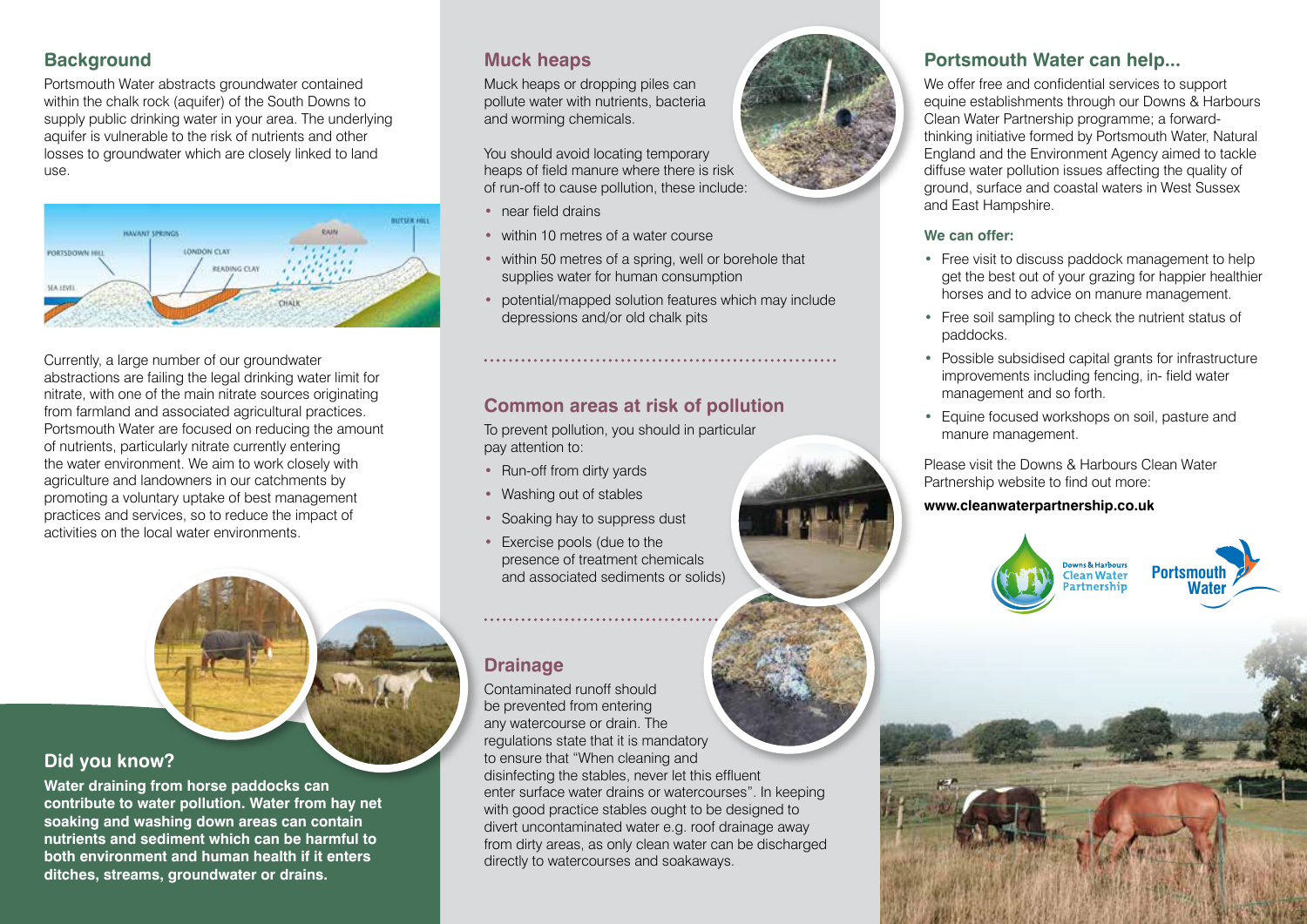## Background

Portsmouth Water abstracts groundwater contained within the chalk rock (aquifer) of the South Downs to supply public drinking water in your area. The underlying aquifer is vulnerable to the risk of nutrients and other losses to groundwater which are closely linked to land use.

PORTSDOWN HILL
HAVANT SPRINGS
LONDON CLAY
READING CLAY
RAIN
BUTSER HILL
SEA LEVEL
CHALK

Currently, a large number of our groundwater abstractions are failing the legal drinking water limit for nitrate, with one of the main nitrate sources originating from farmland and associated agricultural practices. Portsmouth Water are focused on reducing the amount of nutrients, particularly nitrate currently entering the water environment. We aim to work closely with agriculture and landowners in our catchments by promoting a voluntary uptake of best management practices and services, so to reduce the impact of activities on the local water environments.

## Did you know?

**Water draining from horse paddocks can contribute to water pollution. Water from hay net soaking and washing down areas can contain nutrients and sediment which can be harmful to both environment and human health if it enters ditches, streams, groundwater or drains.**

## Muck heaps

Muck heaps or dropping piles can pollute water with nutrients, bacteria and worming chemicals.

You should avoid locating temporary heaps of field manure where there is risk of run-off to cause pollution, these include:

- near field drains
- within 10 metres of a water course
- within 50 metres of a spring, well or borehole that supplies water for human consumption
- potential/mapped solution features which may include depressions and/or old chalk pits

## Common areas at risk of pollution

To prevent pollution, you should in particular pay attention to:

- Run-off from dirty yards
- Washing out of stables
- Soaking hay to suppress dust
- Exercise pools (due to the presence of treatment chemicals and associated sediments or solids)

## Drainage

Contaminated runoff should be prevented from entering any watercourse or drain. The regulations state that it is mandatory to ensure that "When cleaning and disinfecting the stables, never let this effluent enter surface water drains or watercourses". In keeping with good practice stables ought to be designed to divert uncontaminated water e.g. roof drainage away from dirty areas, as only clean water can be discharged directly to watercourses and soakaways.

## Portsmouth Water can help...

We offer free and confidential services to support equine establishments through our Downs & Harbours Clean Water Partnership programme; a forward-thinking initiative formed by Portsmouth Water, Natural England and the Environment Agency aimed to tackle diffuse water pollution issues affecting the quality of ground, surface and coastal waters in West Sussex and East Hampshire.

#### We can offer:

- Free visit to discuss paddock management to help get the best out of your grazing for happier healthier horses and to advice on manure management.
- Free soil sampling to check the nutrient status of paddocks.
- Possible subsidised capital grants for infrastructure improvements including fencing, in- field water management and so forth.
- Equine focused workshops on soil, pasture and manure management.

Please visit the Downs & Harbours Clean Water Partnership website to find out more:

**www.cleanwaterpartnership.co.uk**

Downs & Harbours Clean Water Partnership

Portsmouth Water